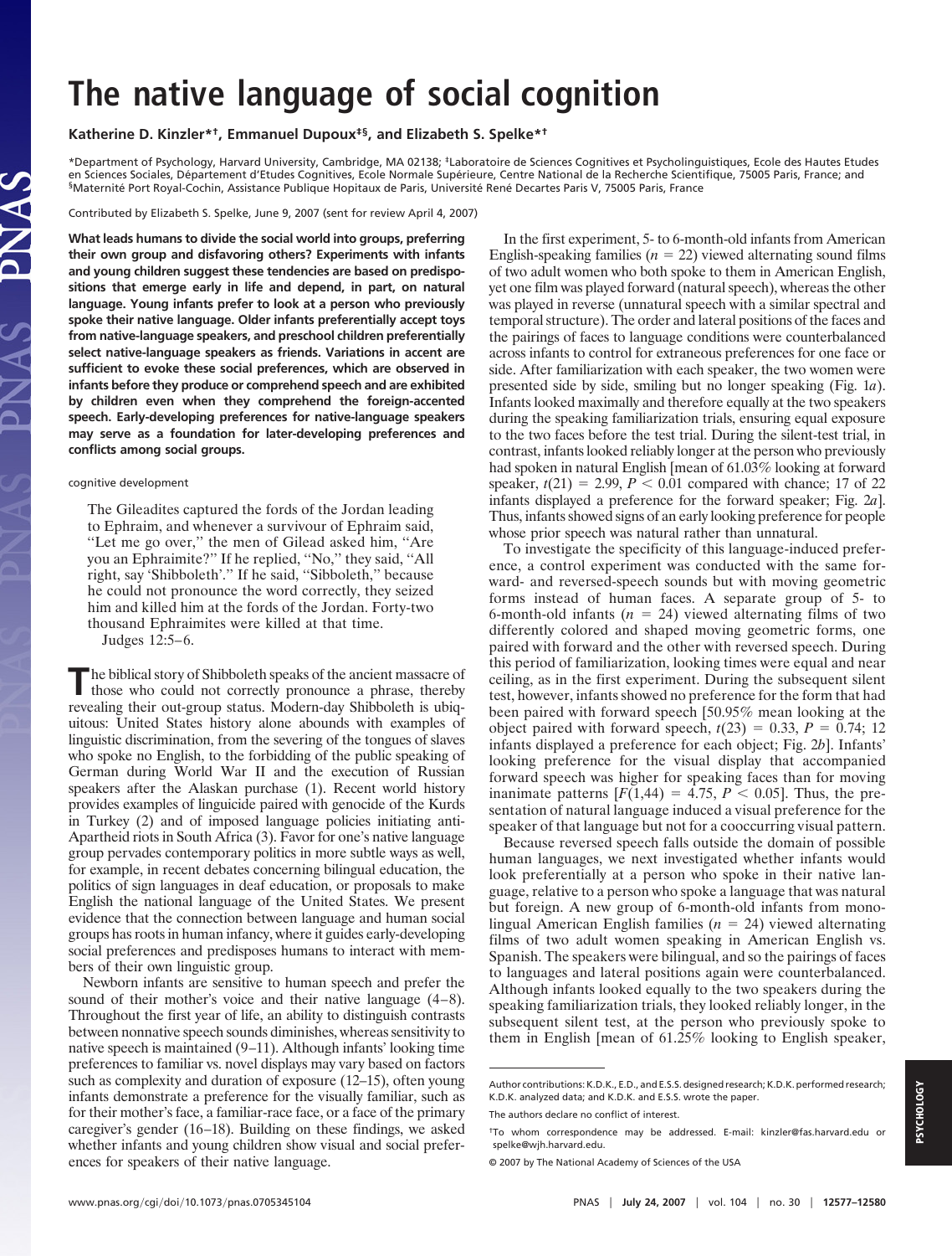# The native language of social cognition

**Katherine D. Kinzler*†, Emmanuel Dupoux‡§, and Elizabeth S. Spelke*†**

*Department of Psychology, Harvard University, Cambridge, MA 02138; ‡Laboratoire de Sciences Cognitives et Psycholinguistiques, Ecole des Hautes Etudes en Sciences Sociales, Département d'Etudes Cognitives, Ecole Normale Supérieure, Centre National de la Recherche Scientifique, 75005 Paris, France; and §Maternité Port Royal-Cochin, Assistance Publique Hopitaux de Paris, Université René Decartes Paris V, 75005 Paris, France

Contributed by Elizabeth S. Spelke, June 9, 2007 (sent for review April 4, 2007)

**What leads humans to divide the social world into groups, preferring their own group and disfavoring others? Experiments with infants and young children suggest these tendencies are based on predispositions that emerge early in life and depend, in part, on natural language. Young infants prefer to look at a person who previously spoke their native language. Older infants preferentially accept toys from native-language speakers, and preschool children preferentially select native-language speakers as friends. Variations in accent are sufficient to evoke these social preferences, which are observed in infants before they produce or comprehend speech and are exhibited by children even when they comprehend the foreign-accented speech. Early-developing preferences for native-language speakers may serve as a foundation for later-developing preferences and conflicts among social groups.**

cognitive development

> The Gileadites captured the fords of the Jordan leading to Ephraim, and whenever a survivour of Ephraim said, "Let me go over," the men of Gilead asked him, "Are you an Ephraimite?" If he replied, "No," they said, "All right, say 'Shibboleth'." If he said, "Sibboleth," because he could not pronounce the word correctly, they seized him and killed him at the fords of the Jordan. Forty-two thousand Ephraimites were killed at that time.
>
> Judges 12:5–6.

The biblical story of Shibboleth speaks of the ancient massacre of those who could not correctly pronounce a phrase, thereby revealing their out-group status. Modern-day Shibboleth is ubiquitous: United States history alone abounds with examples of linguistic discrimination, from the severing of the tongues of slaves who spoke no English, to the forbidding of the public speaking of German during World War II and the execution of Russian speakers after the Alaskan purchase (1). Recent world history provides examples of linguicide paired with genocide of the Kurds in Turkey (2) and of imposed language policies initiating anti-Apartheid riots in South Africa (3). Favor for one's native language group pervades contemporary politics in more subtle ways as well, for example, in recent debates concerning bilingual education, the politics of sign languages in deaf education, or proposals to make English the national language of the United States. We present evidence that the connection between language and human social groups has roots in human infancy, where it guides early-developing social preferences and predisposes humans to interact with members of their own linguistic group.

Newborn infants are sensitive to human speech and prefer the sound of their mother's voice and their native language (4–8). Throughout the first year of life, an ability to distinguish contrasts between nonnative speech sounds diminishes, whereas sensitivity to native speech is maintained (9–11). Although infants' looking time preferences to familiar vs. novel displays may vary based on factors such as complexity and duration of exposure (12–15), often young infants demonstrate a preference for the visually familiar, such as for their mother's face, a familiar-race face, or a face of the primary caregiver's gender (16–18). Building on these findings, we asked whether infants and young children show visual and social preferences for speakers of their native language.

In the first experiment, 5- to 6-month-old infants from American English-speaking families ($n = 22$) viewed alternating sound films of two adult women who both spoke to them in American English, yet one film was played forward (natural speech), whereas the other was played in reverse (unnatural speech with a similar spectral and temporal structure). The order and lateral positions of the faces and the pairings of faces to language conditions were counterbalanced across infants to control for extraneous preferences for one face or side. After familiarization with each speaker, the two women were presented side by side, smiling but no longer speaking (Fig. 1*a*). Infants looked maximally and therefore equally at the two speakers during the speaking familiarization trials, ensuring equal exposure to the two faces before the test trial. During the silent-test trial, in contrast, infants looked reliably longer at the person who previously had spoken in natural English [mean of 61.03% looking at forward speaker, $t(21) = 2.99$, $P < 0.01$ compared with chance; 17 of 22 infants displayed a preference for the forward speaker; Fig. 2*a*]. Thus, infants showed signs of an early looking preference for people whose prior speech was natural rather than unnatural.

To investigate the specificity of this language-induced preference, a control experiment was conducted with the same forward- and reversed-speech sounds but with moving geometric forms instead of human faces. A separate group of 5- to 6-month-old infants ($n = 24$) viewed alternating films of two differently colored and shaped moving geometric forms, one paired with forward and the other with reversed speech. During this period of familiarization, looking times were equal and near ceiling, as in the first experiment. During the subsequent silent test, however, infants showed no preference for the form that had been paired with forward speech [50.95% mean looking at the object paired with forward speech, $t(23) = 0.33$, $P = 0.74$; 12 infants displayed a preference for each object; Fig. 2*b*]. Infants' looking preference for the visual display that accompanied forward speech was higher for speaking faces than for moving inanimate patterns [$F(1,44) = 4.75$, $P < 0.05$]. Thus, the presentation of natural language induced a visual preference for the speaker of that language but not for a cooccurring visual pattern.

Because reversed speech falls outside the domain of possible human languages, we next investigated whether infants would look preferentially at a person who spoke in their native language, relative to a person who spoke a language that was natural but foreign. A new group of 6-month-old infants from monolingual American English families ($n = 24$) viewed alternating films of two adult women speaking in American English vs. Spanish. The speakers were bilingual, and so the pairings of faces to languages and lateral positions again were counterbalanced. Although infants looked equally to the two speakers during the speaking familiarization trials, they looked reliably longer, in the subsequent silent test, at the person who previously spoke to them in English [mean of 61.25% looking to English speaker,

---

Author contributions: K.D.K., E.D., and E.S.S. designed research; K.D.K. performed research; K.D.K. analyzed data; and K.D.K. and E.S.S. wrote the paper.

The authors declare no conflict of interest.

†To whom correspondence may be addressed. E-mail: kinzler@fas.harvard.edu or spelke@wjh.harvard.edu.

© 2007 by The National Academy of Sciences of the USA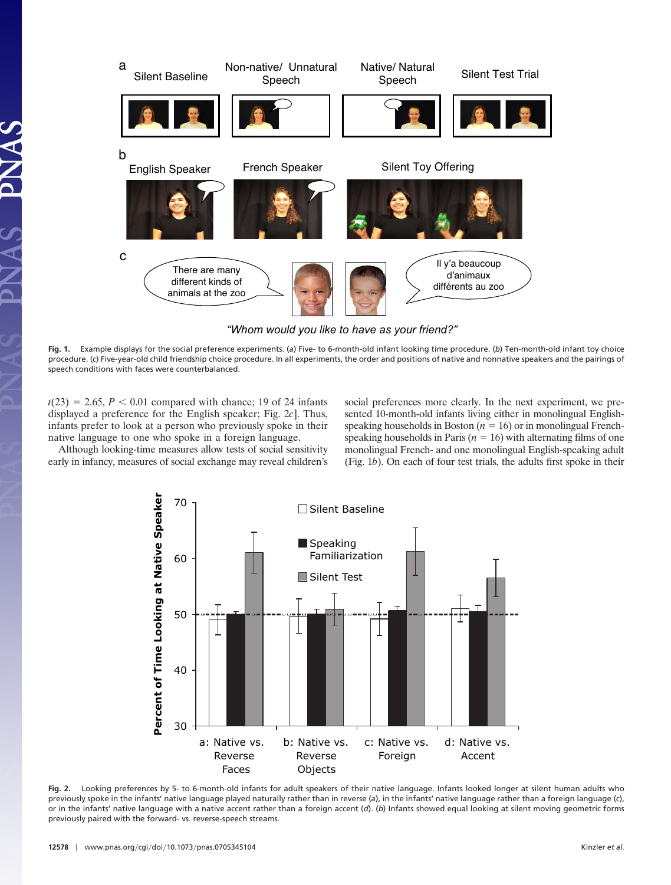a

Silent Baseline

Non-native/ Unnatural Speech

Native/ Natural Speech

Silent Test Trial

b

English Speaker

French Speaker

Silent Toy Offering

c

There are many different kinds of animals at the zoo

Il y'a beaucoup d'animaux différents au zoo

"Whom would you like to have as your friend?"

**Fig. 1.** Example displays for the social preference experiments. (*a*) Five- to 6-month-old infant looking time procedure. (*b*) Ten-month-old infant toy choice procedure. (*c*) Five-year-old child friendship choice procedure. In all experiments, the order and positions of native and nonnative speakers and the pairings of speech conditions with faces were counterbalanced.

$t(23) = 2.65$, $P < 0.01$ compared with chance; 19 of 24 infants displayed a preference for the English speaker; Fig. 2*c*]. Thus, infants prefer to look at a person who previously spoke in their native language to one who spoke in a foreign language.

Although looking-time measures allow tests of social sensitivity early in infancy, measures of social exchange may reveal children's social preferences more clearly. In the next experiment, we presented 10-month-old infants living either in monolingual English-speaking households in Boston ($n = 16$) or in monolingual French-speaking households in Paris ($n = 16$) with alternating films of one monolingual French- and one monolingual English-speaking adult (Fig. 1*b*). On each of four test trials, the adults first spoke in their

Percent of Time Looking at Native Speaker

70
60
50
40
30

Silent Baseline
Speaking Familiarization
Silent Test

a: Native vs. Reverse Faces
b: Native vs. Reverse Objects
c: Native vs. Foreign
d: Native vs. Accent

**Fig. 2.** Looking preferences by 5- to 6-month-old infants for adult speakers of their native language. Infants looked longer at silent human adults who previously spoke in the infants' native language played naturally rather than in reverse (*a*), in the infants' native language rather than a foreign language (*c*), or in the infants' native language with a native accent rather than a foreign accent (*d*). (*b*) Infants showed equal looking at silent moving geometric forms previously paired with the forward- vs. reverse-speech streams.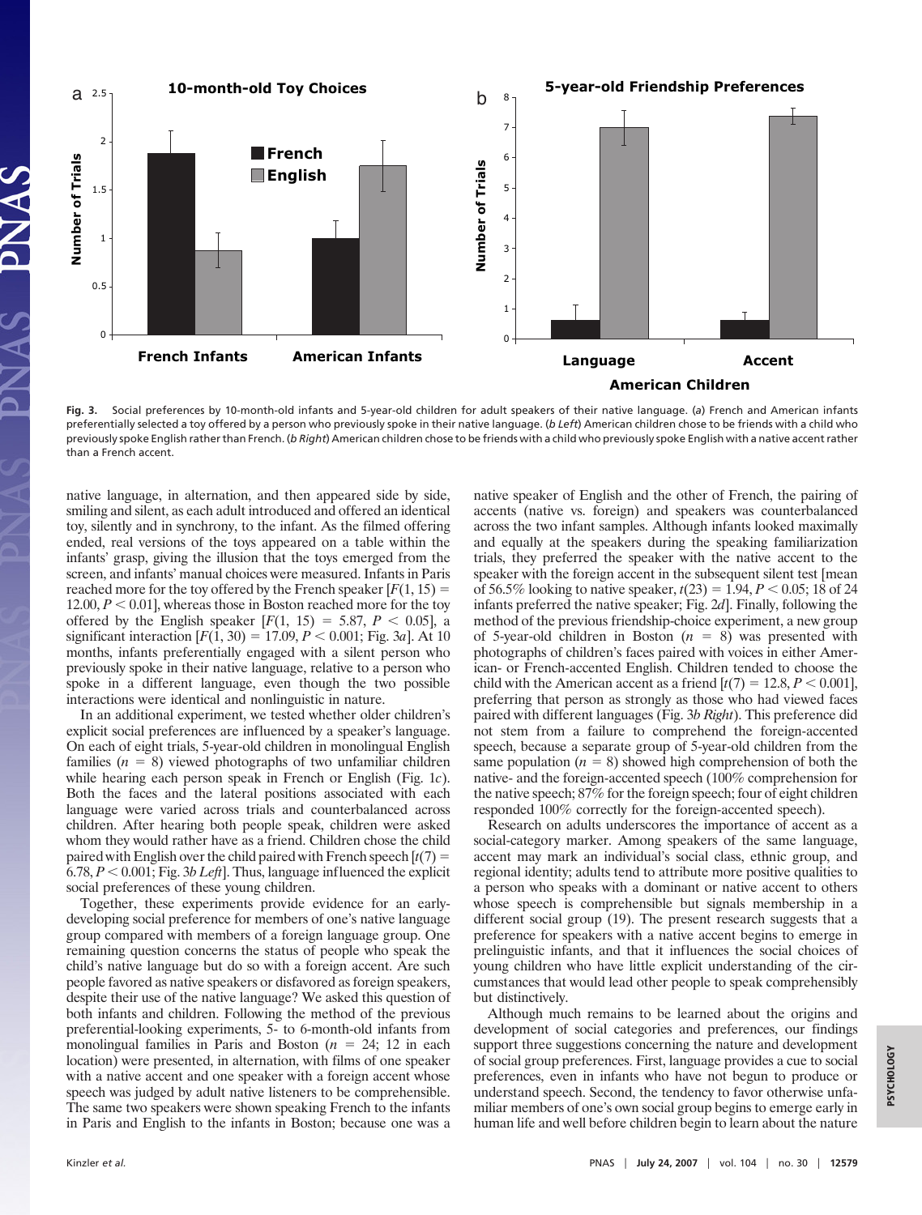a

10-month-old Toy Choices

Number of Trials

2.5
2
1.5
1
0.5
0

French
English

French Infants
American Infants

b

5-year-old Friendship Preferences

Number of Trials

8
7
6
5
4
3
2
1
0

Language
Accent

American Children

**Fig. 3.** Social preferences by 10-month-old infants and 5-year-old children for adult speakers of their native language. (*a*) French and American infants preferentially selected a toy offered by a person who previously spoke in their native language. (*b Left*) American children chose to be friends with a child who previously spoke English rather than French. (*b Right*) American children chose to be friends with a child who previously spoke English with a native accent rather than a French accent.

native language, in alternation, and then appeared side by side, smiling and silent, as each adult introduced and offered an identical toy, silently and in synchrony, to the infant. As the filmed offering ended, real versions of the toys appeared on a table within the infants' grasp, giving the illusion that the toys emerged from the screen, and infants' manual choices were measured. Infants in Paris reached more for the toy offered by the French speaker [$F(1, 15) = 12.00$, $P < 0.01$], whereas those in Boston reached more for the toy offered by the English speaker [$F(1, 15) = 5.87$, $P < 0.05$], a significant interaction [$F(1, 30) = 17.09$, $P < 0.001$; Fig. 3*a*]. At 10 months, infants preferentially engaged with a silent person who previously spoke in their native language, relative to a person who spoke in a different language, even though the two possible interactions were identical and nonlinguistic in nature.

In an additional experiment, we tested whether older children's explicit social preferences are influenced by a speaker's language. On each of eight trials, 5-year-old children in monolingual English families ($n = 8$) viewed photographs of two unfamiliar children while hearing each person speak in French or English (Fig. 1*c*). Both the faces and the lateral positions associated with each language were varied across trials and counterbalanced across children. After hearing both people speak, children were asked whom they would rather have as a friend. Children chose the child paired with English over the child paired with French speech [$t(7) = 6.78$, $P < 0.001$; Fig. 3*b Left*]. Thus, language influenced the explicit social preferences of these young children.

Together, these experiments provide evidence for an early-developing social preference for members of one's native language group compared with members of a foreign language group. One remaining question concerns the status of people who speak the child's native language but do so with a foreign accent. Are such people favored as native speakers or disfavored as foreign speakers, despite their use of the native language? We asked this question of both infants and children. Following the method of the previous preferential-looking experiments, 5- to 6-month-old infants from monolingual families in Paris and Boston ($n = 24$; 12 in each location) were presented, in alternation, with films of one speaker with a native accent and one speaker with a foreign accent whose speech was judged by adult native listeners to be comprehensible. The same two speakers were shown speaking French to the infants in Paris and English to the infants in Boston; because one was a native speaker of English and the other of French, the pairing of accents (native vs. foreign) and speakers was counterbalanced across the two infant samples. Although infants looked maximally and equally at the speakers during the speaking familiarization trials, they preferred the speaker with the native accent to the speaker with the foreign accent in the subsequent silent test [mean of 56.5% looking to native speaker, $t(23) = 1.94$, $P < 0.05$; 18 of 24 infants preferred the native speaker; Fig. 2*d*]. Finally, following the method of the previous friendship-choice experiment, a new group of 5-year-old children in Boston ($n = 8$) was presented with photographs of children's faces paired with voices in either American- or French-accented English. Children tended to choose the child with the American accent as a friend [$t(7) = 12.8$, $P < 0.001$], preferring that person as strongly as those who had viewed faces paired with different languages (Fig. 3*b Right*). This preference did not stem from a failure to comprehend the French-accented speech, because a separate group of 5-year-old children from the same population ($n = 8$) showed high comprehension of both the native- and the foreign-accented speech (100% comprehension for the native speech; 87% for the foreign speech; four of eight children responded 100% correctly for the foreign-accented speech).

Research on adults underscores the importance of accent as a social-category marker. Among speakers of the same language, accent may mark an individual's social class, ethnic group, and regional identity; adults tend to attribute more positive qualities to a person who speaks with a dominant or native accent to others whose speech is comprehensible but signals membership in a different social group (19). The present research suggests that a preference for speakers with a native accent begins to emerge in prelinguistic infants, and that it influences the social choices of young children who have little explicit understanding of the circumstances that would lead other people to speak comprehensibly but distinctively.

Although much remains to be learned about the origins and development of social categories and preferences, our findings support three suggestions concerning the nature and development of social group preferences. First, language provides a cue to social preferences, even in infants who have not begun to produce or understand speech. Second, the tendency to favor otherwise unfamiliar members of one's own social group begins to emerge early in human life and well before children begin to learn about the nature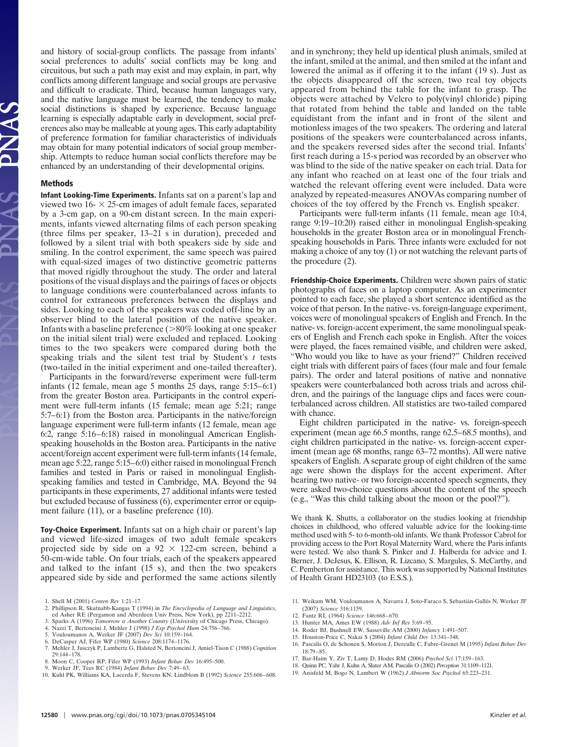and history of social-group conflicts. The passage from infants' social preferences to adults' social conflicts may be long and circuitous, but such a path may exist and may explain, in part, why conflicts among different language and social groups are pervasive and difficult to eradicate. Third, because human languages vary, and the native language must be learned, the tendency to make social distinctions is shaped by experience. Because language learning is especially adaptable early in development, social preferences also may be malleable at young ages. This early adaptability of preference formation for familiar characteristics of individuals may obtain for many potential indicators of social group membership. Attempts to reduce human social conflicts therefore may be enhanced by an understanding of their developmental origins.

## Methods

**Infant Looking-Time Experiments.** Infants sat on a parent's lap and viewed two 16- × 25-cm images of adult female faces, separated by a 3-cm gap, on a 90-cm distant screen. In the main experiments, infants viewed alternating films of each person speaking (three films per speaker, 13–21 s in duration), preceded and followed by a silent trial with both speakers side by side and smiling. In the control experiment, the same speech was paired with equal-sized images of two distinctive geometric patterns that moved rigidly throughout the study. The order and lateral positions of the visual displays and the pairings of faces or objects to language conditions were counterbalanced across infants to control for extraneous preferences between the displays and sides. Looking to each of the speakers was coded off-line by an observer blind to the lateral position of the native speaker. Infants with a baseline preference (>80% looking at one speaker on the initial silent trial) were excluded and replaced. Looking times to the two speakers were compared during both the speaking trials and the silent test trial by Student's *t* tests (two-tailed in the initial experiment and one-tailed thereafter).

Participants in the forward/reverse experiment were full-term infants (12 female, mean age 5 months 25 days, range 5:15–6:1) from the greater Boston area. Participants in the control experiment were full-term infants (15 female; mean age 5:21; range 5:7–6:1) from the Boston area. Participants in the native/foreign language experiment were full-term infants (12 female, mean age 6:2, range 5:16–6:18) raised in monolingual American English-speaking households in the Boston area. Participants in the native accent/foreign accent experiment were full-term infants (14 female, mean age 5:22, range 5:15–6:0) either raised in monolingual French families and tested in Paris or raised in monolingual English-speaking families and tested in Cambridge, MA. Beyond the 94 participants in these experiments, 27 additional infants were tested but excluded because of fussiness (6), experimenter error or equipment failure (11), or a baseline preference (10).

**Toy-Choice Experiment.** Infants sat on a high chair or parent's lap and viewed life-sized images of two adult female speakers projected side by side on a 92 × 122-cm screen, behind a 50-cm-wide table. On four trials, each of the speakers appeared and talked to the infant (15 s), and then the two speakers appeared side by side and performed the same actions silently and in synchrony; they held up identical plush animals, smiled at the infant, smiled at the animal, and then smiled at the infant and lowered the animal as if offering it to the infant (19 s). Just as the objects disappeared off the screen, two real toy objects appeared from behind the table for the infant to grasp. The objects were attached by Velcro to poly(vinyl chloride) piping that rotated from behind the table and landed on the table equidistant from the infant and in front of the silent and motionless images of the two speakers. The ordering and lateral positions of the speakers were counterbalanced across infants, and the speakers reversed sides after the second trial. Infants' first reach during a 15-s period was recorded by an observer who was blind to the side of the native speaker on each trial. Data for any infant who reached on at least one of the four trials and watched the relevant offering event were included. Data were analyzed by repeated-measures ANOVAs comparing number of choices of the toy offered by the French vs. English speaker.

Participants were full-term infants (11 female, mean age 10:4, range 9:19–10:20) raised either in monolingual English-speaking households in the greater Boston area or in monolingual French-speaking households in Paris. Three infants were excluded for not making a choice of any toy (1) or not watching the relevant parts of the procedure (2).

**Friendship-Choice Experiments.** Children were shown pairs of static photographs of faces on a laptop computer. As an experimenter pointed to each face, she played a short sentence identified as the voice of that person. In the native- vs. foreign-language experiment, voices were of monolingual speakers of English and French. In the native- vs. foreign-accent experiment, the same monolingual speakers of English and French each spoke in English. After the voices were played, the faces remained visible, and children were asked, "Who would you like to have as your friend?" Children received eight trials with different pairs of faces (four male and four female pairs). The order and lateral positions of native and nonnative speakers were counterbalanced both across trials and across children, and the pairings of the language clips and faces were counterbalanced across children. All statistics are two-tailed compared with chance.

Eight children participated in the native- vs. foreign-speech experiment (mean age 66.5 months, range 62.5–68.5 months), and eight children participated in the native- vs. foreign-accent experiment (mean age 68 months, range 63–72 months). All were native speakers of English. A separate group of eight children of the same age were shown the displays for the accent experiment. After hearing two native- or two foreign-accented speech segments, they were asked two-choice questions about the content of the speech (e.g., "Was this child talking about the moon or the pool?").

We thank K. Shutts, a collaborator on the studies looking at friendship choices in childhood, who offered valuable advice for the looking-time method used with 5- to 6-month-old infants. We thank Professor Cabrol for providing access to the Port Royal Maternity Ward, where the Paris infants were tested. We also thank S. Pinker and J. Halberda for advice and I. Berner, J. DeJesus, K. Ellison, R. Lizcano, S. Margules, S. McCarthy, and C. Pemberton for assistance. This work was supported by National Institutes of Health Grant HD23103 (to E.S.S.).

1. Shell M (2001) *Centen Rev* 1:21–17.
2. Phillipson R, Skutnabb-Kangas T (1994) in *The Encyclopedia of Language and Linguistics*, ed Asher RE (Pergamon and Aberdeen Univ Press, New York), pp 2211–2212.
3. Sparks A (1996) *Tomorrow is Another Country* (University of Chicago Press, Chicago).
4. Nazzi T, Bertoncini J, Mehler J (1998) *J Exp Psychol Hum* 24:756–766.
5. Vouloumanos A, Werker JF (2007) *Dev Sci* 10:159–164.
6. DeCasper AJ, Fifer WP (1980) *Science* 208:1174–1176.
7. Mehler J, Jusczyk P, Lambertz G, Halsted N, Bertoncini J, Amiel-Tison C (1988) *Cognition* 29:144–178.
8. Moon C, Cooper RP, Fifer WP (1993) *Infant Behav Dev* 16:495–500.
9. Werker JF, Tees RC (1984) *Infant Behav Dev* 7:49–63.
10. Kuhl PK, Williams KA, Lacerda F, Stevens KN, Lindblom B (1992) *Science* 255:606–608.
11. Weikum WM, Vouloumanos A, Navarra J, Soto-Faraco S, Sebastián-Gallés N, Werker JF (2007) *Science* 316:1159.
12. Fantz RL (1964) *Science* 146:668–670.
13. Hunter MA, Ames EW (1988) *Adv Inf Res* 5:69–95.
14. Roder BJ, Bushnell EW, Sasseville AM (2000) *Infancy* 1:491–507.
15. Houston-Price C, Nakai S (2004) *Infant Child Dev* 13:341–348.
16. Pascalis O, de Schonen S, Morton J, Dereulle C, Fabre-Grenet M (1995) *Infant Behav Dev* 18:79–85.
17. Bar-Haim Y, Ziv T, Lamy D, Hodes RM (2006) *Psychol Sci* 17:159–163.
18. Quinn PC, Yahr J, Kuhn A, Slater AM, Pascalis O (2002) *Perception* 31:1109–1121.
19. Anisfeld M, Bogo N, Lambert W (1962) *J Abnorm Soc Psychol* 65:223–231.